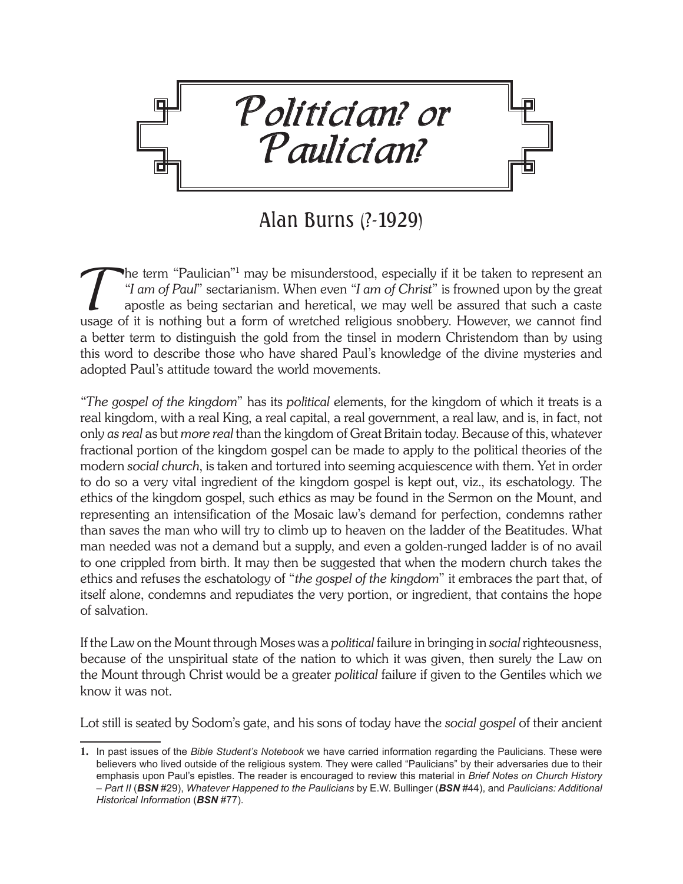# Politician? or Paulician?

## Alan Burns (?-1929)

The term "Paulician"[1] may be misunderstood, especially if it be taken to represent an "*I am of Paul*" sectarianism. When even "*I am of Christ*" is frowned upon by the great apostle as being sectarian and heretical, we may well be assured that such a caste usage of it is nothing but a form of wretched religious snobbery. However, we cannot find a better term to distinguish the gold from the tinsel in modern Christendom than by using this word to describe those who have shared Paul's knowledge of the divine mysteries and adopted Paul's attitude toward the world movements.

"*The gospel of the kingdom*" has its *political* elements, for the kingdom of which it treats is a real kingdom, with a real King, a real capital, a real government, a real law, and is, in fact, not only *as real* as but *more real* than the kingdom of Great Britain today. Because of this, whatever fractional portion of the kingdom gospel can be made to apply to the political theories of the modern *social church*, is taken and tortured into seeming acquiescence with them. Yet in order to do so a very vital ingredient of the kingdom gospel is kept out, viz., its eschatology. The ethics of the kingdom gospel, such ethics as may be found in the Sermon on the Mount, and representing an intensification of the Mosaic law's demand for perfection, condemns rather than saves the man who will try to climb up to heaven on the ladder of the Beatitudes. What man needed was not a demand but a supply, and even a golden-runged ladder is of no avail to one crippled from birth. It may then be suggested that when the modern church takes the ethics and refuses the eschatology of "*the gospel of the kingdom*" it embraces the part that, of itself alone, condemns and repudiates the very portion, or ingredient, that contains the hope of salvation.

If the Law on the Mount through Moses was a *political* failure in bringing in *social* righteousness, because of the unspiritual state of the nation to which it was given, then surely the Law on the Mount through Christ would be a greater *political* failure if given to the Gentiles which we know it was not.

Lot still is seated by Sodom's gate, and his sons of today have the *social gospel* of their ancient

---

**1.** In past issues of the *Bible Student's Notebook* we have carried information regarding the Paulicians. These were believers who lived outside of the religious system. They were called "Paulicians" by their adversaries due to their emphasis upon Paul's epistles. The reader is encouraged to review this material in *Brief Notes on Church History – Part II* (***BSN*** #29), *Whatever Happened to the Paulicians* by E.W. Bullinger (***BSN*** #44), and *Paulicians: Additional Historical Information* (***BSN*** #77).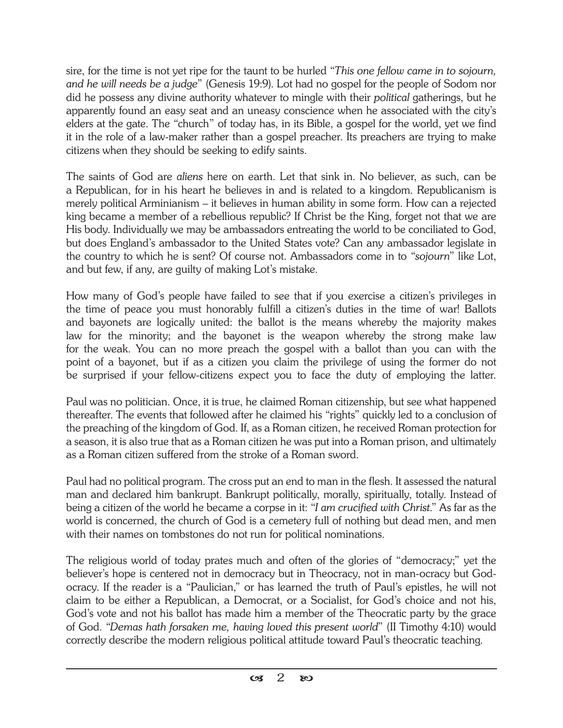sire, for the time is not yet ripe for the taunt to be hurled "*This one fellow came in to sojourn, and he will needs be a judge*" (Genesis 19:9). Lot had no gospel for the people of Sodom nor did he possess any divine authority whatever to mingle with their *political* gatherings, but he apparently found an easy seat and an uneasy conscience when he associated with the city's elders at the gate. The "church" of today has, in its Bible, a gospel for the world, yet we find it in the role of a law-maker rather than a gospel preacher. Its preachers are trying to make citizens when they should be seeking to edify saints.

The saints of God are *aliens* here on earth. Let that sink in. No believer, as such, can be a Republican, for in his heart he believes in and is related to a kingdom. Republicanism is merely political Arminianism – it believes in human ability in some form. How can a rejected king became a member of a rebellious republic? If Christ be the King, forget not that we are His body. Individually we may be ambassadors entreating the world to be conciliated to God, but does England's ambassador to the United States vote? Can any ambassador legislate in the country to which he is sent? Of course not. Ambassadors come in to "*sojourn*" like Lot, and but few, if any, are guilty of making Lot's mistake.

How many of God's people have failed to see that if you exercise a citizen's privileges in the time of peace you must honorably fulfill a citizen's duties in the time of war! Ballots and bayonets are logically united: the ballot is the means whereby the majority makes law for the minority; and the bayonet is the weapon whereby the strong make law for the weak. You can no more preach the gospel with a ballot than you can with the point of a bayonet, but if as a citizen you claim the privilege of using the former do not be surprised if your fellow-citizens expect you to face the duty of employing the latter.

Paul was no politician. Once, it is true, he claimed Roman citizenship, but see what happened thereafter. The events that followed after he claimed his "rights" quickly led to a conclusion of the preaching of the kingdom of God. If, as a Roman citizen, he received Roman protection for a season, it is also true that as a Roman citizen he was put into a Roman prison, and ultimately as a Roman citizen suffered from the stroke of a Roman sword.

Paul had no political program. The cross put an end to man in the flesh. It assessed the natural man and declared him bankrupt. Bankrupt politically, morally, spiritually, totally. Instead of being a citizen of the world he became a corpse in it: "*I am crucified with Christ.*" As far as the world is concerned, the church of God is a cemetery full of nothing but dead men, and men with their names on tombstones do not run for political nominations.

The religious world of today prates much and often of the glories of "democracy;" yet the believer's hope is centered not in democracy but in Theocracy, not in man-ocracy but God-ocracy. If the reader is a "Paulician," or has learned the truth of Paul's epistles, he will not claim to be either a Republican, a Democrat, or a Socialist, for God's choice and not his, God's vote and not his ballot has made him a member of the Theocratic party by the grace of God. "*Demas hath forsaken me, having loved this present world*" (II Timothy 4:10) would correctly describe the modern religious political attitude toward Paul's theocratic teaching.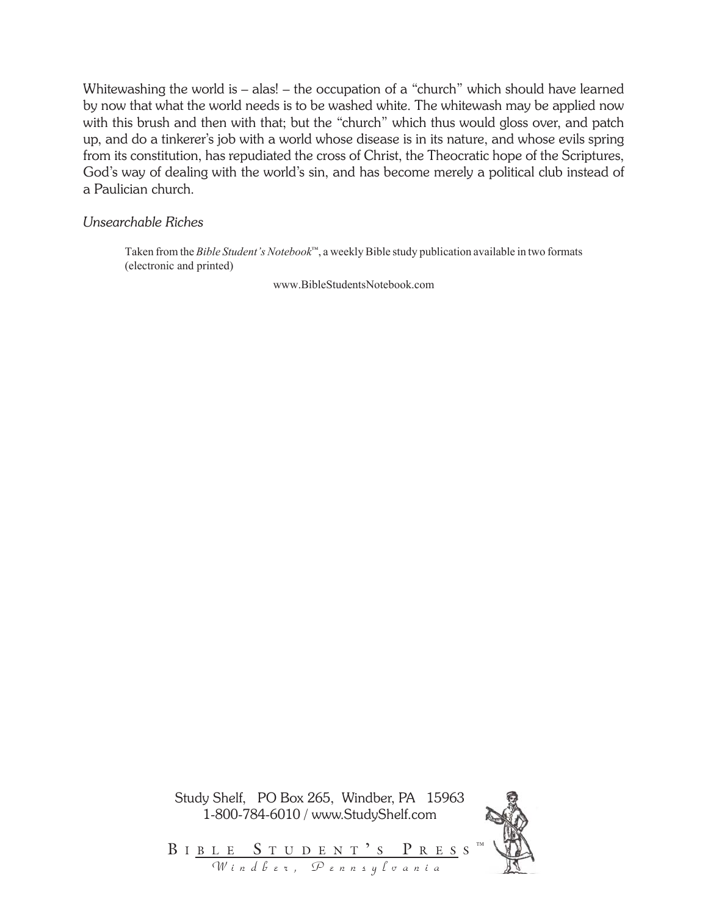Whitewashing the world is – alas! – the occupation of a "church" which should have learned by now that what the world needs is to be washed white. The whitewash may be applied now with this brush and then with that; but the "church" which thus would gloss over, and patch up, and do a tinkerer's job with a world whose disease is in its nature, and whose evils spring from its constitution, has repudiated the cross of Christ, the Theocratic hope of the Scriptures, God's way of dealing with the world's sin, and has become merely a political club instead of a Paulician church.

*Unsearchable Riches*

Taken from the *Bible Student's Notebook*™, a weekly Bible study publication available in two formats (electronic and printed)

www.BibleStudentsNotebook.com

Study Shelf, PO Box 265, Windber, PA 15963
1-800-784-6010 / www.StudyShelf.com

BIBLE STUDENT'S PRESS™
Windber, Pennsylvania